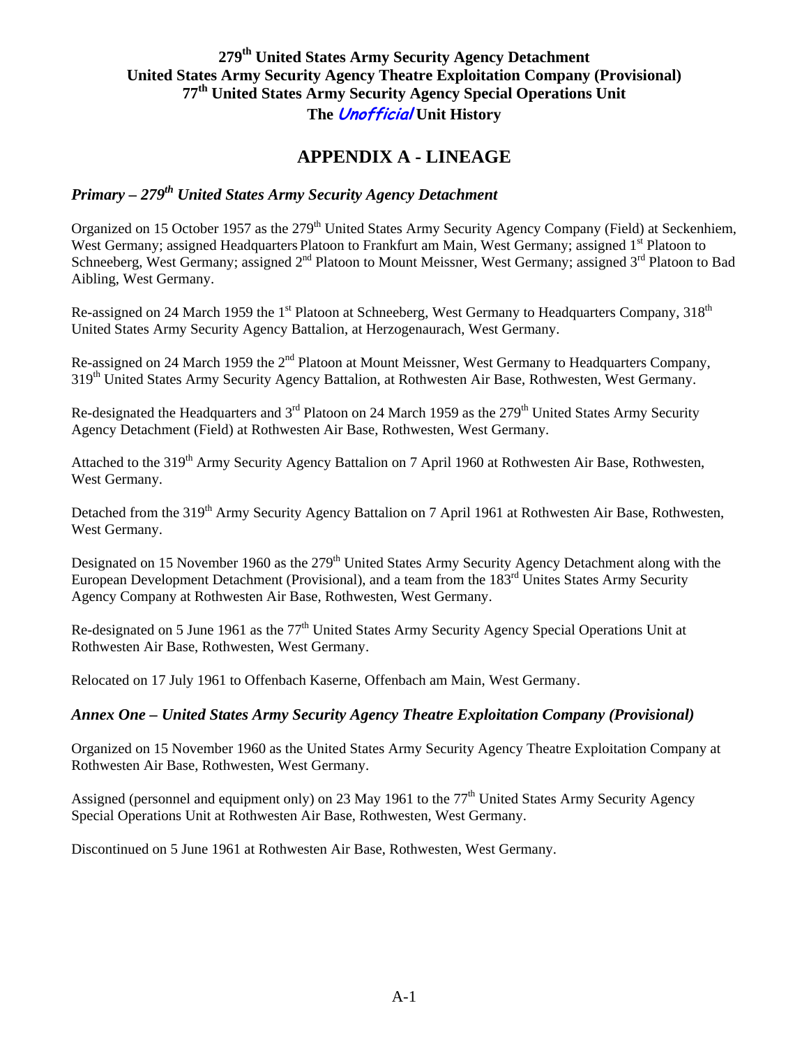# 279th United States Army Security Agency Detachment
# United States Army Security Agency Theatre Exploitation Company (Provisional)
# 77th United States Army Security Agency Special Operations Unit
# The *Unofficial* Unit History

## APPENDIX A - LINEAGE

### *Primary – 279th United States Army Security Agency Detachment*

Organized on 15 October 1957 as the 279th United States Army Security Agency Company (Field) at Seckenhiem, West Germany; assigned Headquarters Platoon to Frankfurt am Main, West Germany; assigned 1st Platoon to Schneeberg, West Germany; assigned 2nd Platoon to Mount Meissner, West Germany; assigned 3rd Platoon to Bad Aibling, West Germany.

Re-assigned on 24 March 1959 the 1st Platoon at Schneeberg, West Germany to Headquarters Company, 318th United States Army Security Agency Battalion, at Herzogenaurach, West Germany.

Re-assigned on 24 March 1959 the 2nd Platoon at Mount Meissner, West Germany to Headquarters Company, 319th United States Army Security Agency Battalion, at Rothwesten Air Base, Rothwesten, West Germany.

Re-designated the Headquarters and 3rd Platoon on 24 March 1959 as the 279th United States Army Security Agency Detachment (Field) at Rothwesten Air Base, Rothwesten, West Germany.

Attached to the 319th Army Security Agency Battalion on 7 April 1960 at Rothwesten Air Base, Rothwesten, West Germany.

Detached from the 319th Army Security Agency Battalion on 7 April 1961 at Rothwesten Air Base, Rothwesten, West Germany.

Designated on 15 November 1960 as the 279th United States Army Security Agency Detachment along with the European Development Detachment (Provisional), and a team from the 183rd Unites States Army Security Agency Company at Rothwesten Air Base, Rothwesten, West Germany.

Re-designated on 5 June 1961 as the 77th United States Army Security Agency Special Operations Unit at Rothwesten Air Base, Rothwesten, West Germany.

Relocated on 17 July 1961 to Offenbach Kaserne, Offenbach am Main, West Germany.

### *Annex One – United States Army Security Agency Theatre Exploitation Company (Provisional)*

Organized on 15 November 1960 as the United States Army Security Agency Theatre Exploitation Company at Rothwesten Air Base, Rothwesten, West Germany.

Assigned (personnel and equipment only) on 23 May 1961 to the 77th United States Army Security Agency Special Operations Unit at Rothwesten Air Base, Rothwesten, West Germany.

Discontinued on 5 June 1961 at Rothwesten Air Base, Rothwesten, West Germany.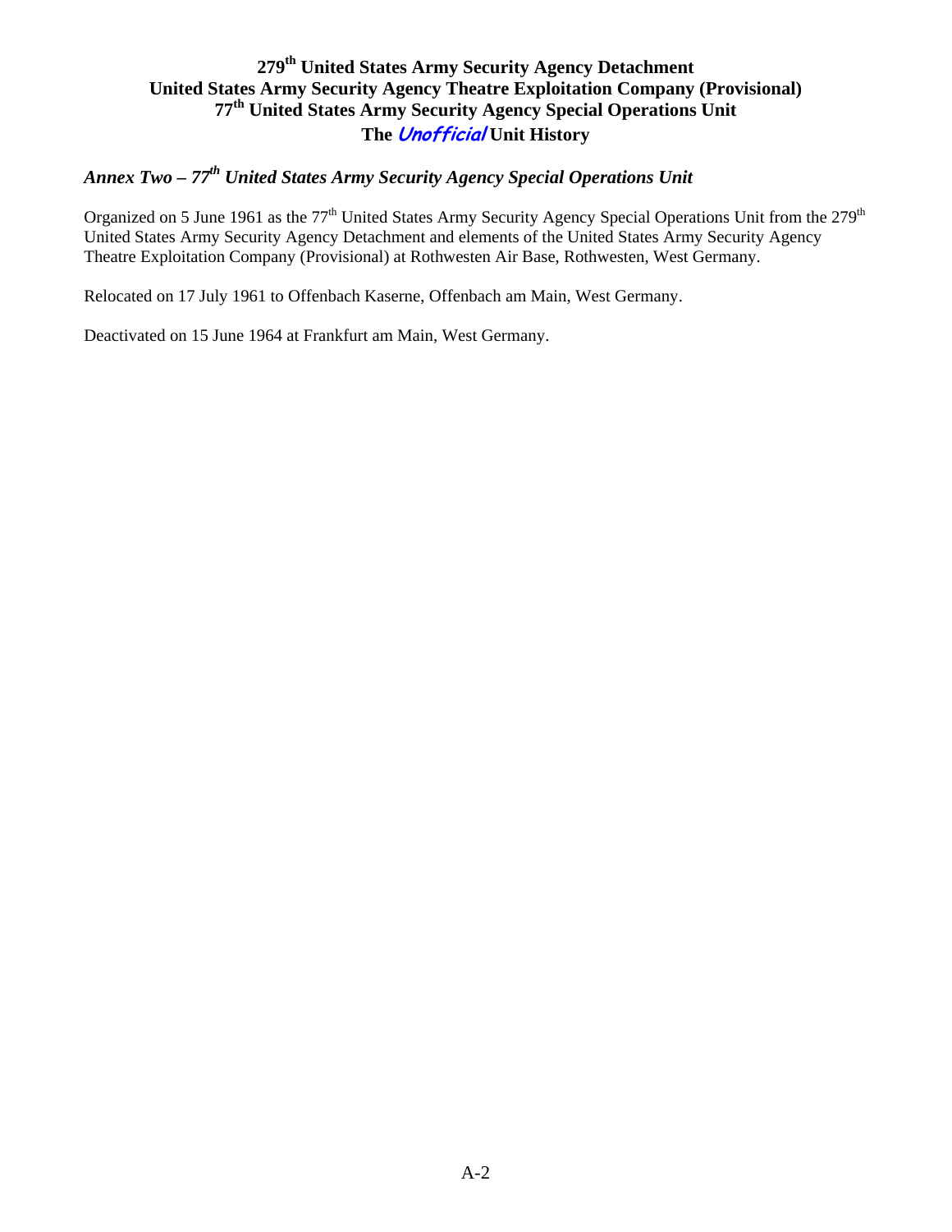## *Annex Two – 77th United States Army Security Agency Special Operations Unit*

Organized on 5 June 1961 as the 77th United States Army Security Agency Special Operations Unit from the 279th United States Army Security Agency Detachment and elements of the United States Army Security Agency Theatre Exploitation Company (Provisional) at Rothwesten Air Base, Rothwesten, West Germany.

Relocated on 17 July 1961 to Offenbach Kaserne, Offenbach am Main, West Germany.

Deactivated on 15 June 1964 at Frankfurt am Main, West Germany.